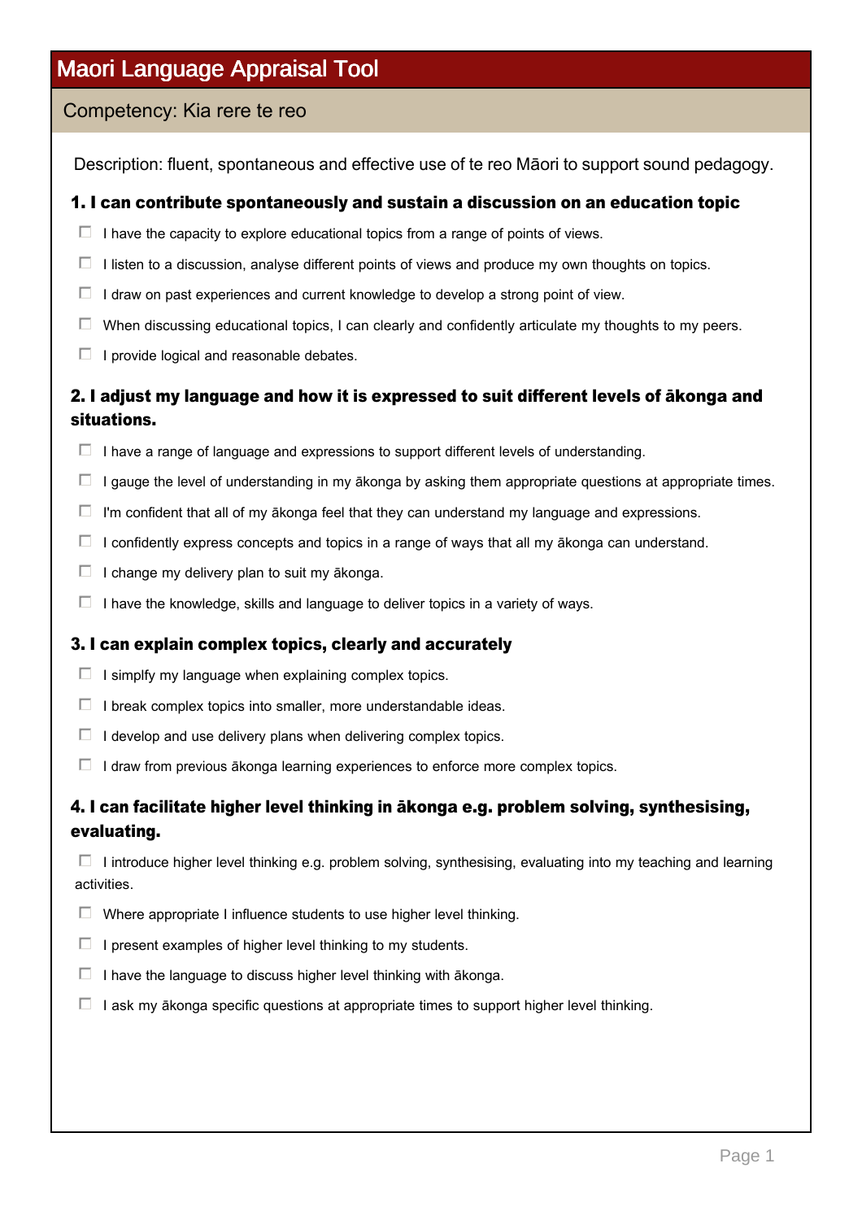# Maori Language Appraisal Tool

## Competency: Kia rere te reo

Description: fluent, spontaneous and effective use of te reo Māori to support sound pedagogy.

### 1. I can contribute spontaneously and sustain a discussion on an education topic

- [ ] I have the capacity to explore educational topics from a range of points of views.
- [ ] I listen to a discussion, analyse different points of views and produce my own thoughts on topics.
- [ ] I draw on past experiences and current knowledge to develop a strong point of view.
- [ ] When discussing educational topics, I can clearly and confidently articulate my thoughts to my peers.
- [ ] I provide logical and reasonable debates.

### 2. I adjust my language and how it is expressed to suit different levels of ākonga and situations.

- [ ] I have a range of language and expressions to support different levels of understanding.
- [ ] I gauge the level of understanding in my ākonga by asking them appropriate questions at appropriate times.
- [ ] I'm confident that all of my ākonga feel that they can understand my language and expressions.
- [ ] I confidently express concepts and topics in a range of ways that all my ākonga can understand.
- [ ] I change my delivery plan to suit my ākonga.
- [ ] I have the knowledge, skills and language to deliver topics in a variety of ways.

### 3. I can explain complex topics, clearly and accurately

- [ ] I simplfy my language when explaining complex topics.
- [ ] I break complex topics into smaller, more understandable ideas.
- [ ] I develop and use delivery plans when delivering complex topics.
- [ ] I draw from previous ākonga learning experiences to enforce more complex topics.

### 4. I can facilitate higher level thinking in ākonga e.g. problem solving, synthesising, evaluating.

- [ ] I introduce higher level thinking e.g. problem solving, synthesising, evaluating into my teaching and learning activities.
- [ ] Where appropriate I influence students to use higher level thinking.
- [ ] I present examples of higher level thinking to my students.
- [ ] I have the language to discuss higher level thinking with ākonga.
- [ ] I ask my ākonga specific questions at appropriate times to support higher level thinking.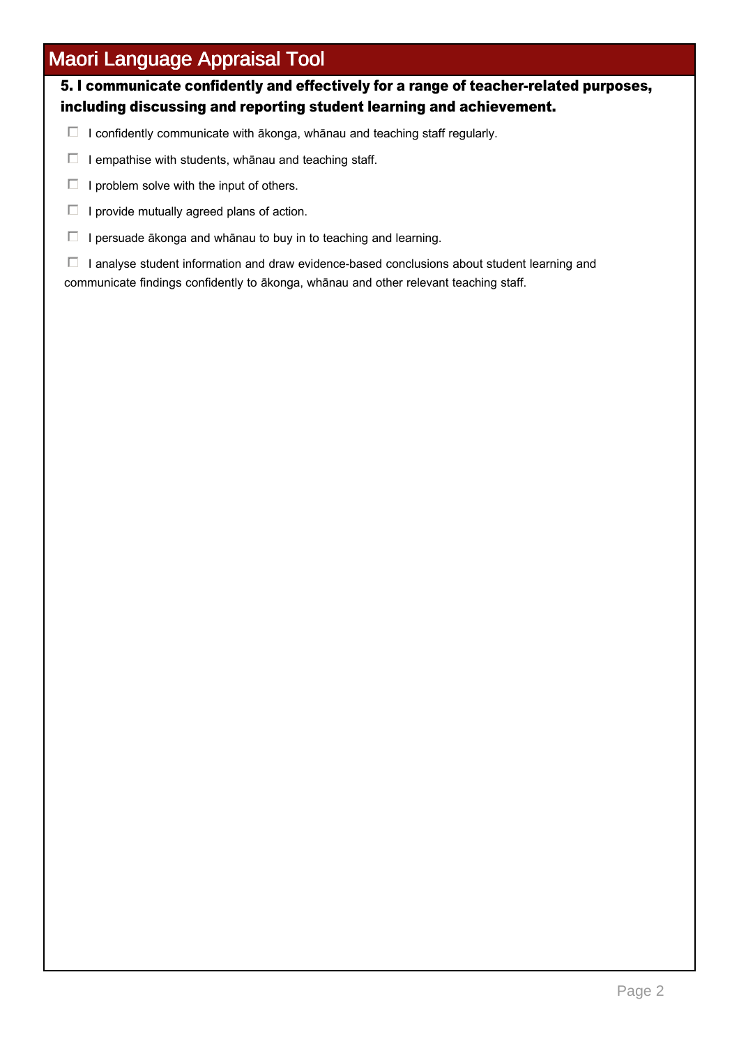# Maori Language Appraisal Tool

**5. I communicate confidently and effectively for a range of teacher-related purposes, including discussing and reporting student learning and achievement.**

- [ ] I confidently communicate with ākonga, whānau and teaching staff regularly.
- [ ] I empathise with students, whānau and teaching staff.
- [ ] I problem solve with the input of others.
- [ ] I provide mutually agreed plans of action.
- [ ] I persuade ākonga and whānau to buy in to teaching and learning.
- [ ] I analyse student information and draw evidence-based conclusions about student learning and communicate findings confidently to ākonga, whānau and other relevant teaching staff.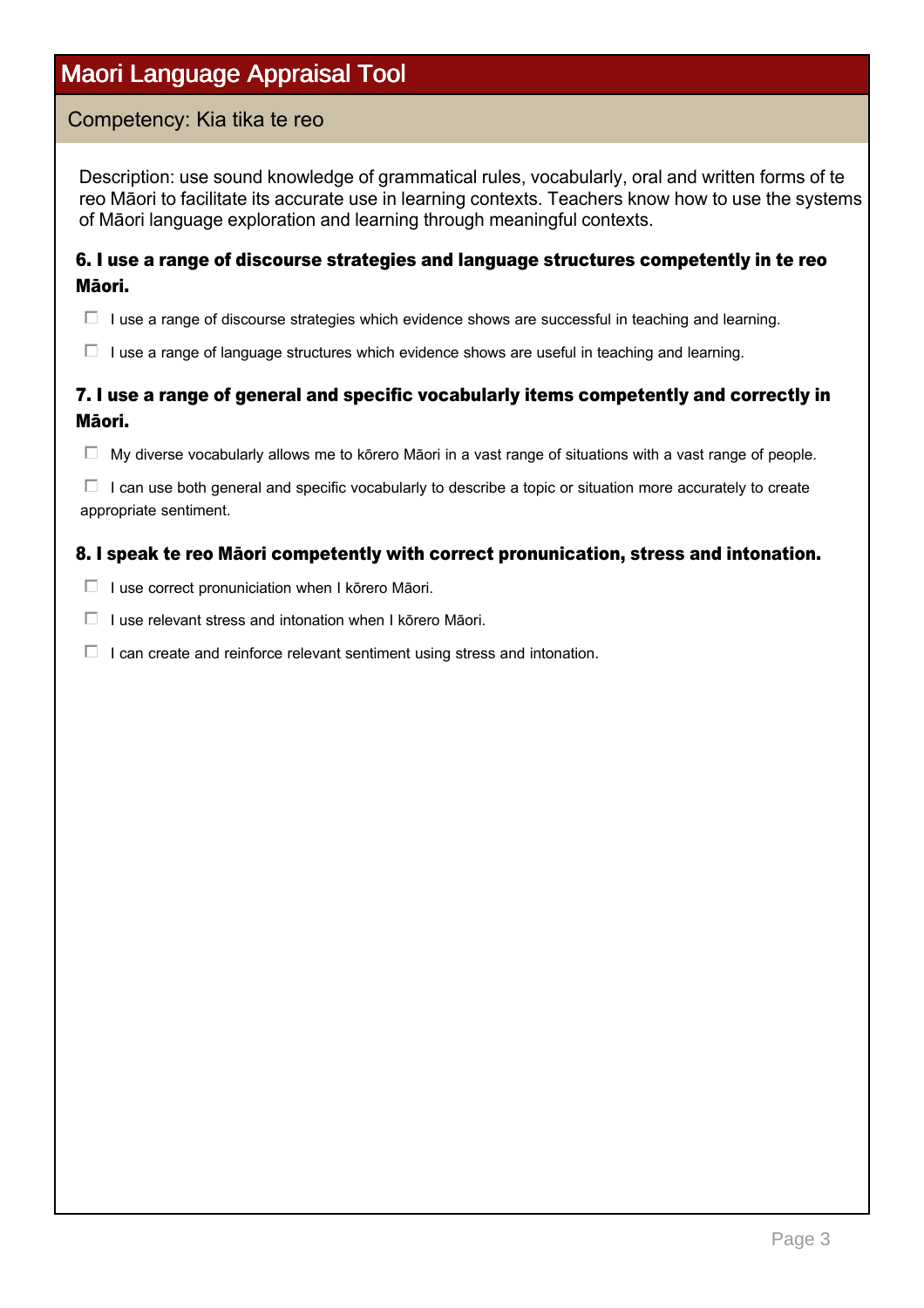# Maori Language Appraisal Tool

## Competency: Kia tika te reo

Description: use sound knowledge of grammatical rules, vocabulary, oral and written forms of te reo Māori to facilitate its accurate use in learning contexts. Teachers know how to use the systems of Māori language exploration and learning through meaningful contexts.

### 6. I use a range of discourse strategies and language structures competently in te reo Māori.

- ☐ I use a range of discourse strategies which evidence shows are successful in teaching and learning.
- ☐ I use a range of language structures which evidence shows are useful in teaching and learning.

### 7. I use a range of general and specific vocabularly items competently and correctly in Māori.

- ☐ My diverse vocabularly allows me to kōrero Māori in a vast range of situations with a vast range of people.
- ☐ I can use both general and specific vocabularly to describe a topic or situation more accurately to create appropriate sentiment.

### 8. I speak te reo Māori competently with correct pronunication, stress and intonation.

- ☐ I use correct pronuniciation when I kōrero Māori.
- ☐ I use relevant stress and intonation when I kōrero Māori.
- ☐ I can create and reinforce relevant sentiment using stress and intonation.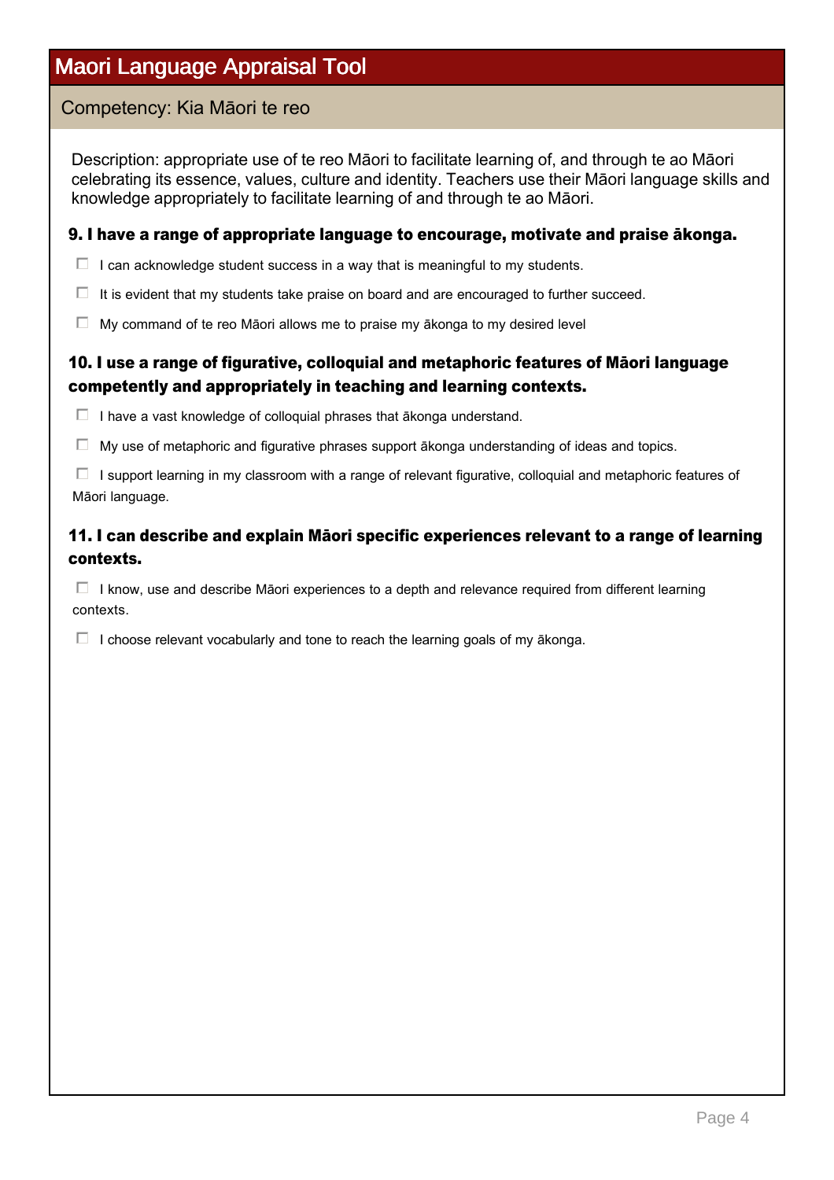# Maori Language Appraisal Tool

## Competency: Kia Māori te reo

Description: appropriate use of te reo Māori to facilitate learning of, and through te ao Māori celebrating its essence, values, culture and identity. Teachers use their Māori language skills and knowledge appropriately to facilitate learning of and through te ao Māori.

### 9. I have a range of appropriate language to encourage, motivate and praise ākonga.

- [ ] I can acknowledge student success in a way that is meaningful to my students.
- [ ] It is evident that my students take praise on board and are encouraged to further succeed.
- [ ] My command of te reo Māori allows me to praise my ākonga to my desired level

### 10. I use a range of figurative, colloquial and metaphoric features of Māori language competently and appropriately in teaching and learning contexts.

- [ ] I have a vast knowledge of colloquial phrases that ākonga understand.
- [ ] My use of metaphoric and figurative phrases support ākonga understanding of ideas and topics.
- [ ] I support learning in my classroom with a range of relevant figurative, colloquial and metaphoric features of Māori language.

### 11. I can describe and explain Māori specific experiences relevant to a range of learning contexts.

- [ ] I know, use and describe Māori experiences to a depth and relevance required from different learning contexts.
- [ ] I choose relevant vocabularly and tone to reach the learning goals of my ākonga.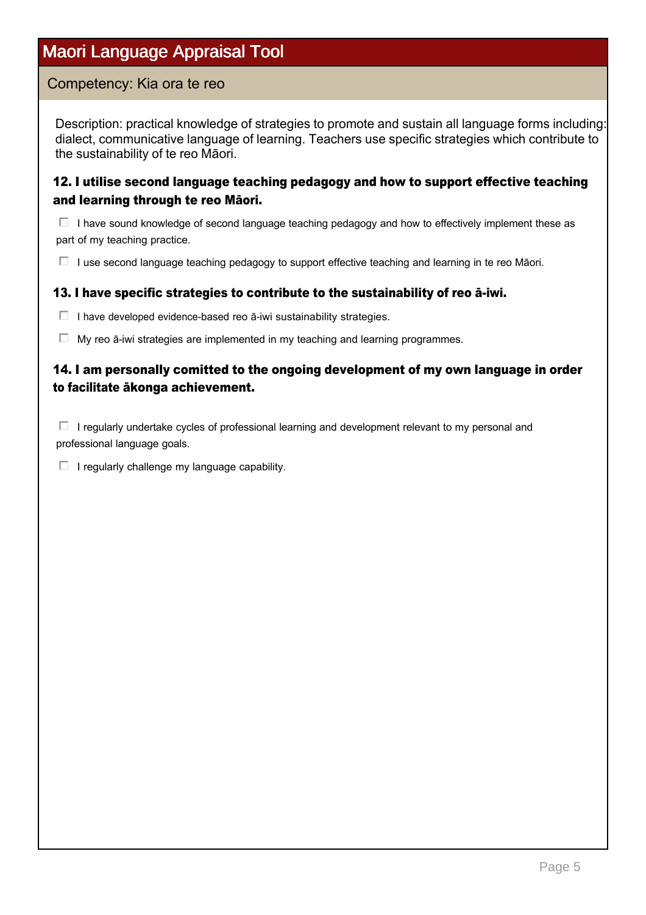# Maori Language Appraisal Tool

## Competency: Kia ora te reo

Description: practical knowledge of strategies to promote and sustain all language forms including: dialect, communicative language of learning. Teachers use specific strategies which contribute to the sustainability of te reo Māori.

### 12. I utilise second language teaching pedagogy and how to support effective teaching and learning through te reo Māori.

- [ ] I have sound knowledge of second language teaching pedagogy and how to effectively implement these as part of my teaching practice.
- [ ] I use second language teaching pedagogy to support effective teaching and learning in te reo Māori.

### 13. I have specific strategies to contribute to the sustainability of reo ā-iwi.

- [ ] I have developed evidence-based reo ā-iwi sustainability strategies.
- [ ] My reo ā-iwi strategies are implemented in my teaching and learning programmes.

### 14. I am personally comitted to the ongoing development of my own language in order to facilitate ākonga achievement.

- [ ] I regularly undertake cycles of professional learning and development relevant to my personal and professional language goals.
- [ ] I regularly challenge my language capability.